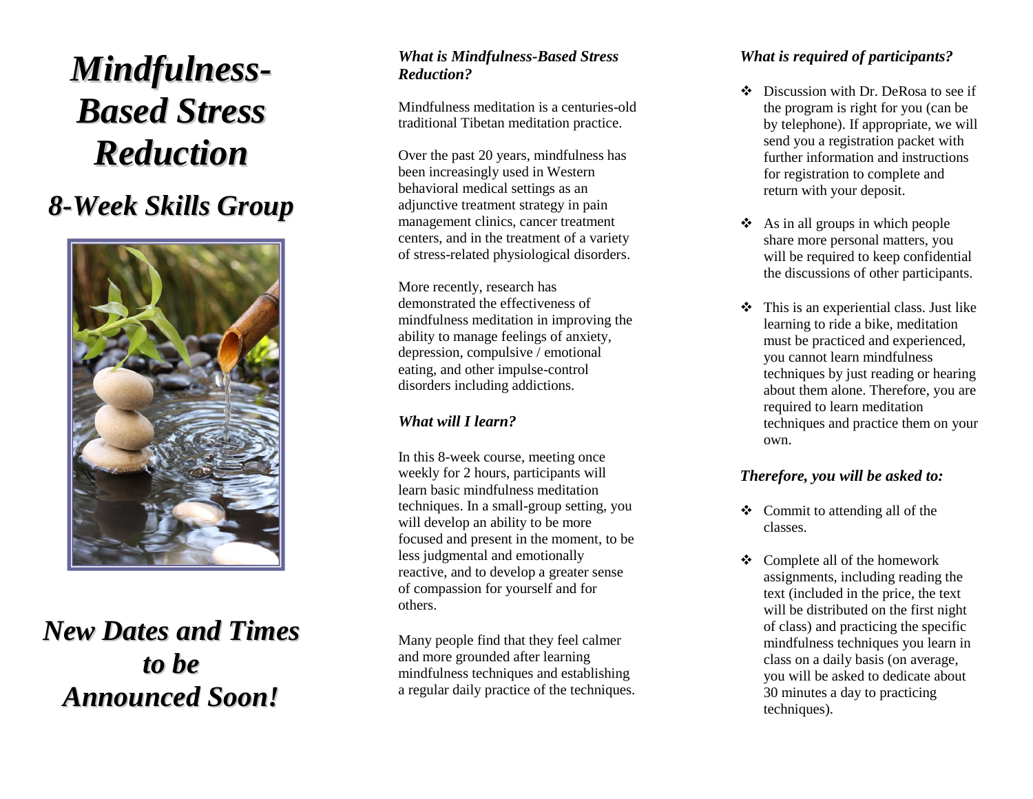# *Mindfulness-Based Stress Reduction*

## *8-Week Skills Group*

## *New Dates and Times to be Announced Soon!*

### *What is Mindfulness-Based Stress Reduction?*

Mindfulness meditation is a centuries-old traditional Tibetan meditation practice.

Over the past 20 years, mindfulness has been increasingly used in Western behavioral medical settings as an adjunctive treatment strategy in pain management clinics, cancer treatment centers, and in the treatment of a variety of stress-related physiological disorders.

More recently, research has demonstrated the effectiveness of mindfulness meditation in improving the ability to manage feelings of anxiety, depression, compulsive / emotional eating, and other impulse-control disorders including addictions.

### *What will I learn?*

In this 8-week course, meeting once weekly for 2 hours, participants will learn basic mindfulness meditation techniques. In a small-group setting, you will develop an ability to be more focused and present in the moment, to be less judgmental and emotionally reactive, and to develop a greater sense of compassion for yourself and for others.

Many people find that they feel calmer and more grounded after learning mindfulness techniques and establishing a regular daily practice of the techniques.

### *What is required of participants?*

- Discussion with Dr. DeRosa to see if the program is right for you (can be by telephone). If appropriate, we will send you a registration packet with further information and instructions for registration to complete and return with your deposit.
- As in all groups in which people share more personal matters, you will be required to keep confidential the discussions of other participants.
- This is an experiential class. Just like learning to ride a bike, meditation must be practiced and experienced, you cannot learn mindfulness techniques by just reading or hearing about them alone. Therefore, you are required to learn meditation techniques and practice them on your own.

### *Therefore, you will be asked to:*

- Commit to attending all of the classes.
- Complete all of the homework assignments, including reading the text (included in the price, the text will be distributed on the first night of class) and practicing the specific mindfulness techniques you learn in class on a daily basis (on average, you will be asked to dedicate about 30 minutes a day to practicing techniques).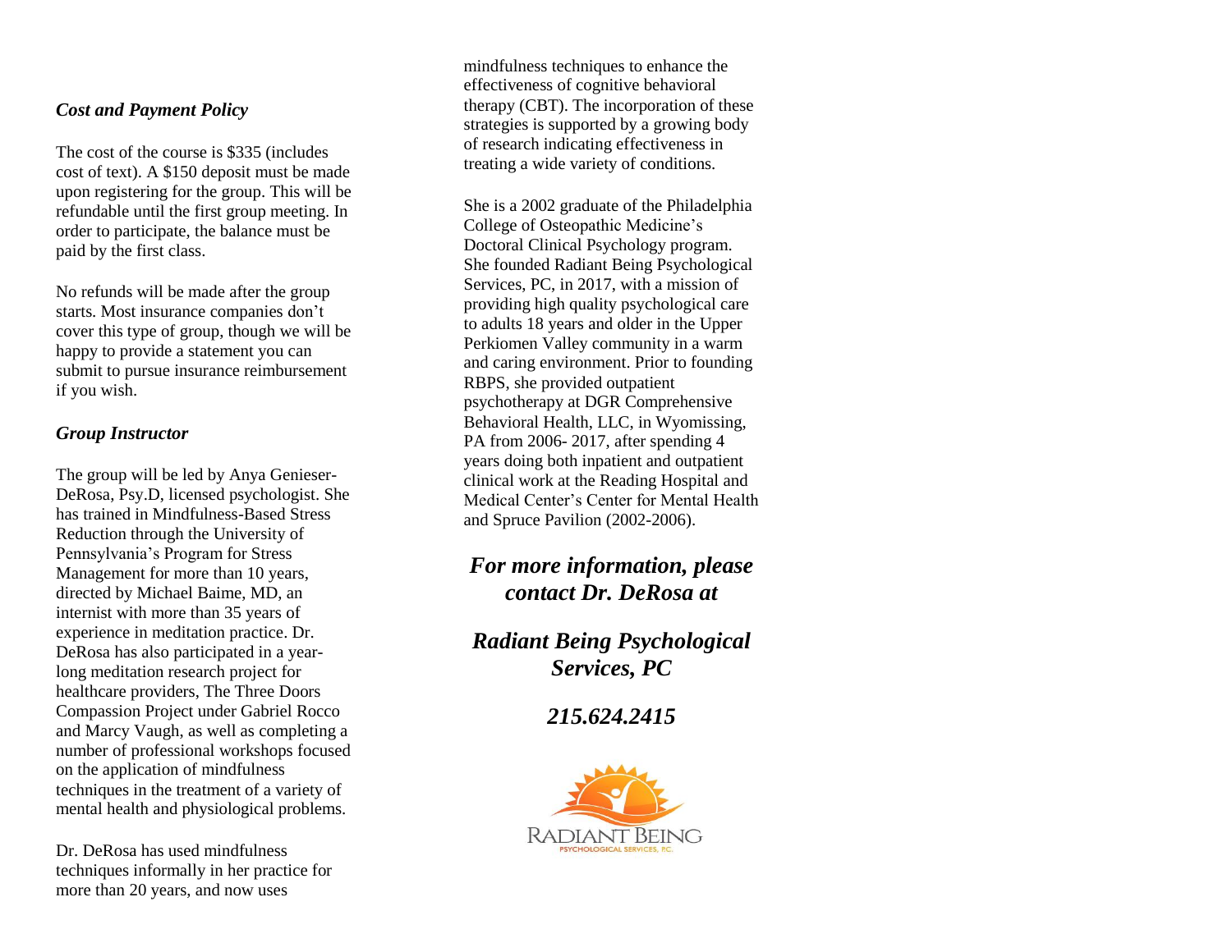### *Cost and Payment Policy*

The cost of the course is $335 (includes cost of text). A $150 deposit must be made upon registering for the group. This will be refundable until the first group meeting. In order to participate, the balance must be paid by the first class.

No refunds will be made after the group starts. Most insurance companies don't cover this type of group, though we will be happy to provide a statement you can submit to pursue insurance reimbursement if you wish.

### *Group Instructor*

The group will be led by Anya Genieser-DeRosa, Psy.D, licensed psychologist. She has trained in Mindfulness-Based Stress Reduction through the University of Pennsylvania's Program for Stress Management for more than 10 years, directed by Michael Baime, MD, an internist with more than 35 years of experience in meditation practice. Dr. DeRosa has also participated in a year-long meditation research project for healthcare providers, The Three Doors Compassion Project under Gabriel Rocco and Marcy Vaugh, as well as completing a number of professional workshops focused on the application of mindfulness techniques in the treatment of a variety of mental health and physiological problems.

Dr. DeRosa has used mindfulness techniques informally in her practice for more than 20 years, and now uses mindfulness techniques to enhance the effectiveness of cognitive behavioral therapy (CBT). The incorporation of these strategies is supported by a growing body of research indicating effectiveness in treating a wide variety of conditions.

She is a 2002 graduate of the Philadelphia College of Osteopathic Medicine's Doctoral Clinical Psychology program. She founded Radiant Being Psychological Services, PC, in 2017, with a mission of providing high quality psychological care to adults 18 years and older in the Upper Perkiomen Valley community in a warm and caring environment. Prior to founding RBPS, she provided outpatient psychotherapy at DGR Comprehensive Behavioral Health, LLC, in Wyomissing, PA from 2006- 2017, after spending 4 years doing both inpatient and outpatient clinical work at the Reading Hospital and Medical Center's Center for Mental Health and Spruce Pavilion (2002-2006).

***For more information, please contact Dr. DeRosa at***

***Radiant Being Psychological Services, PC***

***215.624.2415***

RADIANT BEING
PSYCHOLOGICAL SERVICES, P.C.